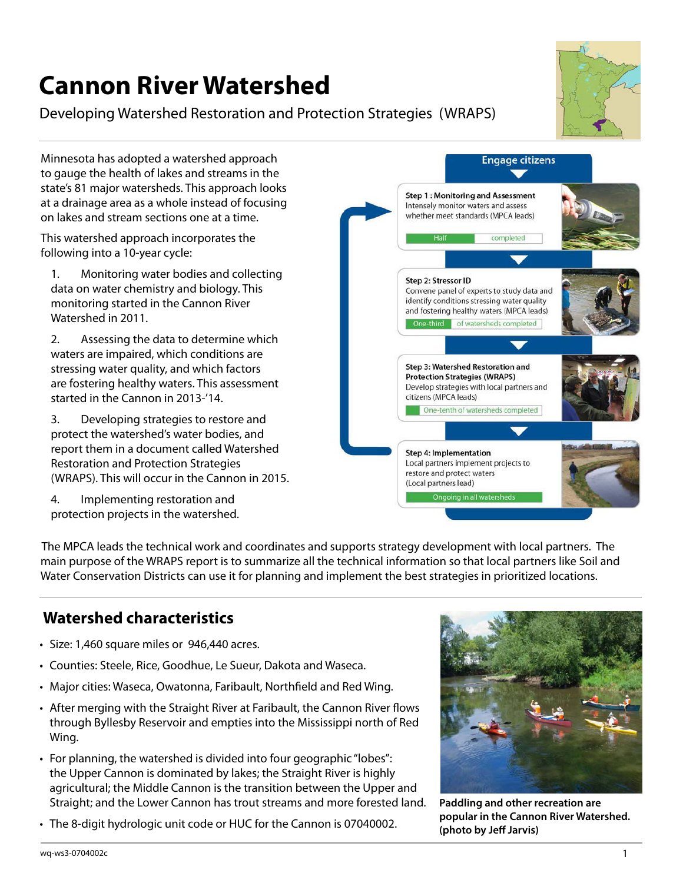# Cannon River Watershed

Developing Watershed Restoration and Protection Strategies (WRAPS)

Minnesota has adopted a watershed approach to gauge the health of lakes and streams in the state's 81 major watersheds. This approach looks at a drainage area as a whole instead of focusing on lakes and stream sections one at a time.

This watershed approach incorporates the following into a 10-year cycle:

1. Monitoring water bodies and collecting data on water chemistry and biology. This monitoring started in the Cannon River Watershed in 2011.
2. Assessing the data to determine which waters are impaired, which conditions are stressing water quality, and which factors are fostering healthy waters. This assessment started in the Cannon in 2013-'14.
3. Developing strategies to restore and protect the watershed's water bodies, and report them in a document called Watershed Restoration and Protection Strategies (WRAPS). This will occur in the Cannon in 2015.
4. Implementing restoration and protection projects in the watershed.

**Engage citizens**

**Step 1 : Monitoring and Assessment**
Intensely monitor waters and assess whether meet standards (MPCA leads)
Half completed

**Step 2: Stressor ID**
Convene panel of experts to study data and identify conditions stressing water quality and fostering healthy waters (MPCA leads)
One-third of watersheds completed

**Step 3: Watershed Restoration and Protection Strategies (WRAPS)**
Develop strategies with local partners and citizens (MPCA leads)
One-tenth of watersheds completed

**Step 4: Implementation**
Local partners implement projects to restore and protect waters (Local partners lead)
Ongoing in all watersheds

The MPCA leads the technical work and coordinates and supports strategy development with local partners. The main purpose of the WRAPS report is to summarize all the technical information so that local partners like Soil and Water Conservation Districts can use it for planning and implement the best strategies in prioritized locations.

## Watershed characteristics

- Size: 1,460 square miles or 946,440 acres.
- Counties: Steele, Rice, Goodhue, Le Sueur, Dakota and Waseca.
- Major cities: Waseca, Owatonna, Faribault, Northfield and Red Wing.
- After merging with the Straight River at Faribault, the Cannon River flows through Byllesby Reservoir and empties into the Mississippi north of Red Wing.
- For planning, the watershed is divided into four geographic "lobes": the Upper Cannon is dominated by lakes; the Straight River is highly agricultural; the Middle Cannon is the transition between the Upper and Straight; and the Lower Cannon has trout streams and more forested land.
- The 8-digit hydrologic unit code or HUC for the Cannon is 07040002.

**Paddling and other recreation are popular in the Cannon River Watershed. (photo by Jeff Jarvis)**

wq-ws3-0704002c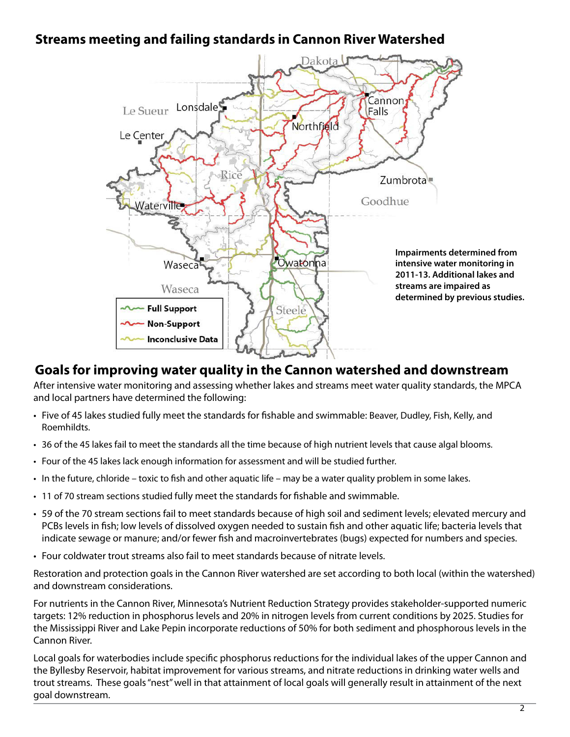## Streams meeting and failing standards in Cannon River Watershed

Impairments determined from intensive water monitoring in 2011-13. Additional lakes and streams are impaired as determined by previous studies.

## Goals for improving water quality in the Cannon watershed and downstream

After intensive water monitoring and assessing whether lakes and streams meet water quality standards, the MPCA and local partners have determined the following:

- Five of 45 lakes studied fully meet the standards for fishable and swimmable: Beaver, Dudley, Fish, Kelly, and Roemhildts.
- 36 of the 45 lakes fail to meet the standards all the time because of high nutrient levels that cause algal blooms.
- Four of the 45 lakes lack enough information for assessment and will be studied further.
- In the future, chloride – toxic to fish and other aquatic life – may be a water quality problem in some lakes.
- 11 of 70 stream sections studied fully meet the standards for fishable and swimmable.
- 59 of the 70 stream sections fail to meet standards because of high soil and sediment levels; elevated mercury and PCBs levels in fish; low levels of dissolved oxygen needed to sustain fish and other aquatic life; bacteria levels that indicate sewage or manure; and/or fewer fish and macroinvertebrates (bugs) expected for numbers and species.
- Four coldwater trout streams also fail to meet standards because of nitrate levels.

Restoration and protection goals in the Cannon River watershed are set according to both local (within the watershed) and downstream considerations.

For nutrients in the Cannon River, Minnesota's Nutrient Reduction Strategy provides stakeholder-supported numeric targets: 12% reduction in phosphorus levels and 20% in nitrogen levels from current conditions by 2025. Studies for the Mississippi River and Lake Pepin incorporate reductions of 50% for both sediment and phosphorous levels in the Cannon River.

Local goals for waterbodies include specific phosphorus reductions for the individual lakes of the upper Cannon and the Byllesby Reservoir, habitat improvement for various streams, and nitrate reductions in drinking water wells and trout streams. These goals "nest" well in that attainment of local goals will generally result in attainment of the next goal downstream.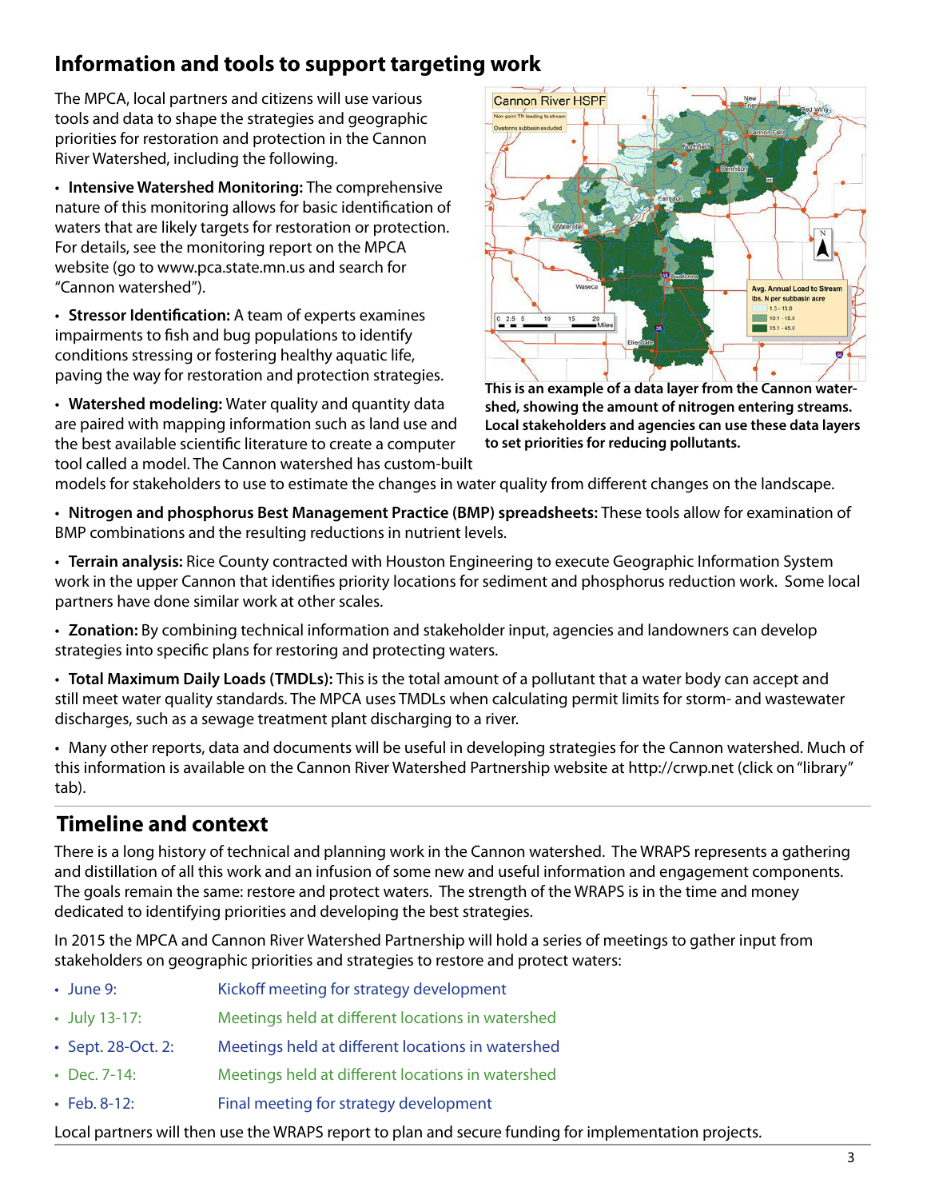## Information and tools to support targeting work

The MPCA, local partners and citizens will use various tools and data to shape the strategies and geographic priorities for restoration and protection in the Cannon River Watershed, including the following.

- **Intensive Watershed Monitoring:** The comprehensive nature of this monitoring allows for basic identification of waters that are likely targets for restoration or protection. For details, see the monitoring report on the MPCA website (go to www.pca.state.mn.us and search for "Cannon watershed").
- **Stressor Identification:** A team of experts examines impairments to fish and bug populations to identify conditions stressing or fostering healthy aquatic life, paving the way for restoration and protection strategies.
- **Watershed modeling:** Water quality and quantity data are paired with mapping information such as land use and the best available scientific literature to create a computer tool called a model. The Cannon watershed has custom-built models for stakeholders to use to estimate the changes in water quality from different changes on the landscape.
- **Nitrogen and phosphorus Best Management Practice (BMP) spreadsheets:** These tools allow for examination of BMP combinations and the resulting reductions in nutrient levels.
- **Terrain analysis:** Rice County contracted with Houston Engineering to execute Geographic Information System work in the upper Cannon that identifies priority locations for sediment and phosphorus reduction work. Some local partners have done similar work at other scales.
- **Zonation:** By combining technical information and stakeholder input, agencies and landowners can develop strategies into specific plans for restoring and protecting waters.
- **Total Maximum Daily Loads (TMDLs):** This is the total amount of a pollutant that a water body can accept and still meet water quality standards. The MPCA uses TMDLs when calculating permit limits for storm- and wastewater discharges, such as a sewage treatment plant discharging to a river.
- Many other reports, data and documents will be useful in developing strategies for the Cannon watershed. Much of this information is available on the Cannon River Watershed Partnership website at http://crwp.net (click on "library" tab).

**This is an example of a data layer from the Cannon watershed, showing the amount of nitrogen entering streams. Local stakeholders and agencies can use these data layers to set priorities for reducing pollutants.**

## Timeline and context

There is a long history of technical and planning work in the Cannon watershed. The WRAPS represents a gathering and distillation of all this work and an infusion of some new and useful information and engagement components. The goals remain the same: restore and protect waters. The strength of the WRAPS is in the time and money dedicated to identifying priorities and developing the best strategies.

In 2015 the MPCA and Cannon River Watershed Partnership will hold a series of meetings to gather input from stakeholders on geographic priorities and strategies to restore and protect waters:

- June 9: Kickoff meeting for strategy development
- July 13-17: Meetings held at different locations in watershed
- Sept. 28-Oct. 2: Meetings held at different locations in watershed
- Dec. 7-14: Meetings held at different locations in watershed
- Feb. 8-12: Final meeting for strategy development

Local partners will then use the WRAPS report to plan and secure funding for implementation projects.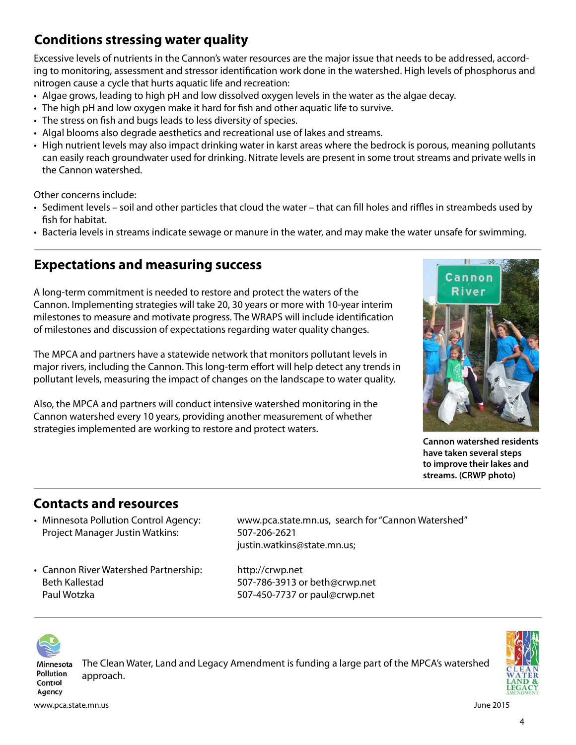## Conditions stressing water quality

Excessive levels of nutrients in the Cannon's water resources are the major issue that needs to be addressed, according to monitoring, assessment and stressor identification work done in the watershed. High levels of phosphorus and nitrogen cause a cycle that hurts aquatic life and recreation:

- Algae grows, leading to high pH and low dissolved oxygen levels in the water as the algae decay.
- The high pH and low oxygen make it hard for fish and other aquatic life to survive.
- The stress on fish and bugs leads to less diversity of species.
- Algal blooms also degrade aesthetics and recreational use of lakes and streams.
- High nutrient levels may also impact drinking water in karst areas where the bedrock is porous, meaning pollutants can easily reach groundwater used for drinking. Nitrate levels are present in some trout streams and private wells in the Cannon watershed.

Other concerns include:

- Sediment levels – soil and other particles that cloud the water – that can fill holes and riffles in streambeds used by fish for habitat.
- Bacteria levels in streams indicate sewage or manure in the water, and may make the water unsafe for swimming.

## Expectations and measuring success

A long-term commitment is needed to restore and protect the waters of the Cannon. Implementing strategies will take 20, 30 years or more with 10-year interim milestones to measure and motivate progress. The WRAPS will include identification of milestones and discussion of expectations regarding water quality changes.

The MPCA and partners have a statewide network that monitors pollutant levels in major rivers, including the Cannon. This long-term effort will help detect any trends in pollutant levels, measuring the impact of changes on the landscape to water quality.

Also, the MPCA and partners will conduct intensive watershed monitoring in the Cannon watershed every 10 years, providing another measurement of whether strategies implemented are working to restore and protect waters.

**Cannon watershed residents have taken several steps to improve their lakes and streams. (CRWP photo)**

## Contacts and resources

- Minnesota Pollution Control Agency: www.pca.state.mn.us, search for "Cannon Watershed"
  Project Manager Justin Watkins: 507-206-2621
  justin.watkins@state.mn.us;

- Cannon River Watershed Partnership: http://crwp.net
  Beth Kallestad: 507-786-3913 or beth@crwp.net
  Paul Wotzka: 507-450-7737 or paul@crwp.net

Minnesota Pollution Control Agency

The Clean Water, Land and Legacy Amendment is funding a large part of the MPCA's watershed approach.

CLEAN WATER LAND & LEGACY AMENDMENT

www.pca.state.mn.us

June 2015